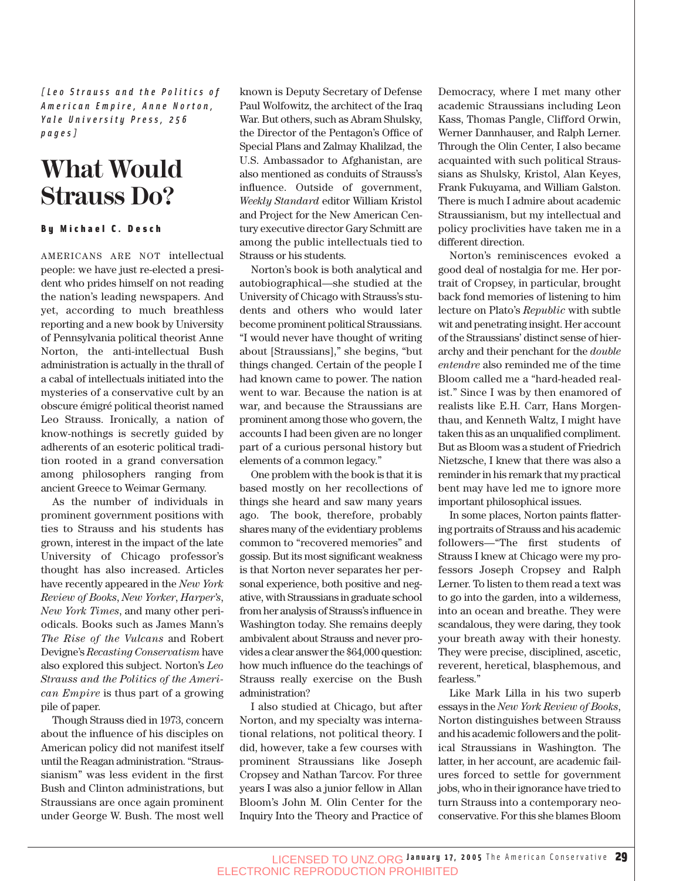*[Leo Strauss and the Politics of American Empire, Anne Norton, Yale University Press, 256 pages]*

# What Would Strauss Do?

**By Michael C. Desch**

AMERICANS ARE NOT intellectual people: we have just re-elected a president who prides himself on not reading the nation's leading newspapers. And yet, according to much breathless reporting and a new book by University of Pennsylvania political theorist Anne Norton, the anti-intellectual Bush administration is actually in the thrall of a cabal of intellectuals initiated into the mysteries of a conservative cult by an obscure émigré political theorist named Leo Strauss. Ironically, a nation of know-nothings is secretly guided by adherents of an esoteric political tradition rooted in a grand conversation among philosophers ranging from ancient Greece to Weimar Germany.

As the number of individuals in prominent government positions with ties to Strauss and his students has grown, interest in the impact of the late University of Chicago professor's thought has also increased. Articles have recently appeared in the *New York Review of Books*, *New Yorker*, *Harper's*, *New York Times*, and many other periodicals. Books such as James Mann's *The Rise of the Vulcans* and Robert Devigne's *Recasting Conservatism* have also explored this subject. Norton's *Leo Strauss and the Politics of the American Empire* is thus part of a growing pile of paper.

Though Strauss died in 1973, concern about the influence of his disciples on American policy did not manifest itself until the Reagan administration. "Straussianism" was less evident in the first Bush and Clinton administrations, but Straussians are once again prominent under George W. Bush. The most well known is Deputy Secretary of Defense Paul Wolfowitz, the architect of the Iraq War. But others, such as Abram Shulsky, the Director of the Pentagon's Office of Special Plans and Zalmay Khalilzad, the U.S. Ambassador to Afghanistan, are also mentioned as conduits of Strauss's influence. Outside of government, *Weekly Standard* editor William Kristol and Project for the New American Century executive director Gary Schmitt are among the public intellectuals tied to Strauss or his students.

Norton's book is both analytical and autobiographical—she studied at the University of Chicago with Strauss's students and others who would later become prominent political Straussians. "I would never have thought of writing about [Straussians]," she begins, "but things changed. Certain of the people I had known came to power. The nation went to war. Because the nation is at war, and because the Straussians are prominent among those who govern, the accounts I had been given are no longer part of a curious personal history but elements of a common legacy."

One problem with the book is that it is based mostly on her recollections of things she heard and saw many years ago. The book, therefore, probably shares many of the evidentiary problems common to "recovered memories" and gossip. But its most significant weakness is that Norton never separates her personal experience, both positive and negative, with Straussians in graduate school from her analysis of Strauss's influence in Washington today. She remains deeply ambivalent about Strauss and never provides a clear answer the $64,000 question: how much influence do the teachings of Strauss really exercise on the Bush administration?

I also studied at Chicago, but after Norton, and my specialty was international relations, not political theory. I did, however, take a few courses with prominent Straussians like Joseph Cropsey and Nathan Tarcov. For three years I was also a junior fellow in Allan Bloom's John M. Olin Center for the Inquiry Into the Theory and Practice of Democracy, where I met many other academic Straussians including Leon Kass, Thomas Pangle, Clifford Orwin, Werner Dannhauser, and Ralph Lerner. Through the Olin Center, I also became acquainted with such political Straussians as Shulsky, Kristol, Alan Keyes, Frank Fukuyama, and William Galston. There is much I admire about academic Straussianism, but my intellectual and policy proclivities have taken me in a different direction.

Norton's reminiscences evoked a good deal of nostalgia for me. Her portrait of Cropsey, in particular, brought back fond memories of listening to him lecture on Plato's *Republic* with subtle wit and penetrating insight. Her account of the Straussians' distinct sense of hierarchy and their penchant for the *double entendre* also reminded me of the time Bloom called me a "hard-headed realist." Since I was by then enamored of realists like E.H. Carr, Hans Morgenthau, and Kenneth Waltz, I might have taken this as an unqualified compliment. But as Bloom was a student of Friedrich Nietzsche, I knew that there was also a reminder in his remark that my practical bent may have led me to ignore more important philosophical issues.

In some places, Norton paints flattering portraits of Strauss and his academic followers—"The first students of Strauss I knew at Chicago were my professors Joseph Cropsey and Ralph Lerner. To listen to them read a text was to go into the garden, into a wilderness, into an ocean and breathe. They were scandalous, they were daring, they took your breath away with their honesty. They were precise, disciplined, ascetic, reverent, heretical, blasphemous, and fearless."

Like Mark Lilla in his two superb essays in the *New York Review of Books*, Norton distinguishes between Strauss and his academic followers and the political Straussians in Washington. The latter, in her account, are academic failures forced to settle for government jobs, who in their ignorance have tried to turn Strauss into a contemporary neoconservative. For this she blames Bloom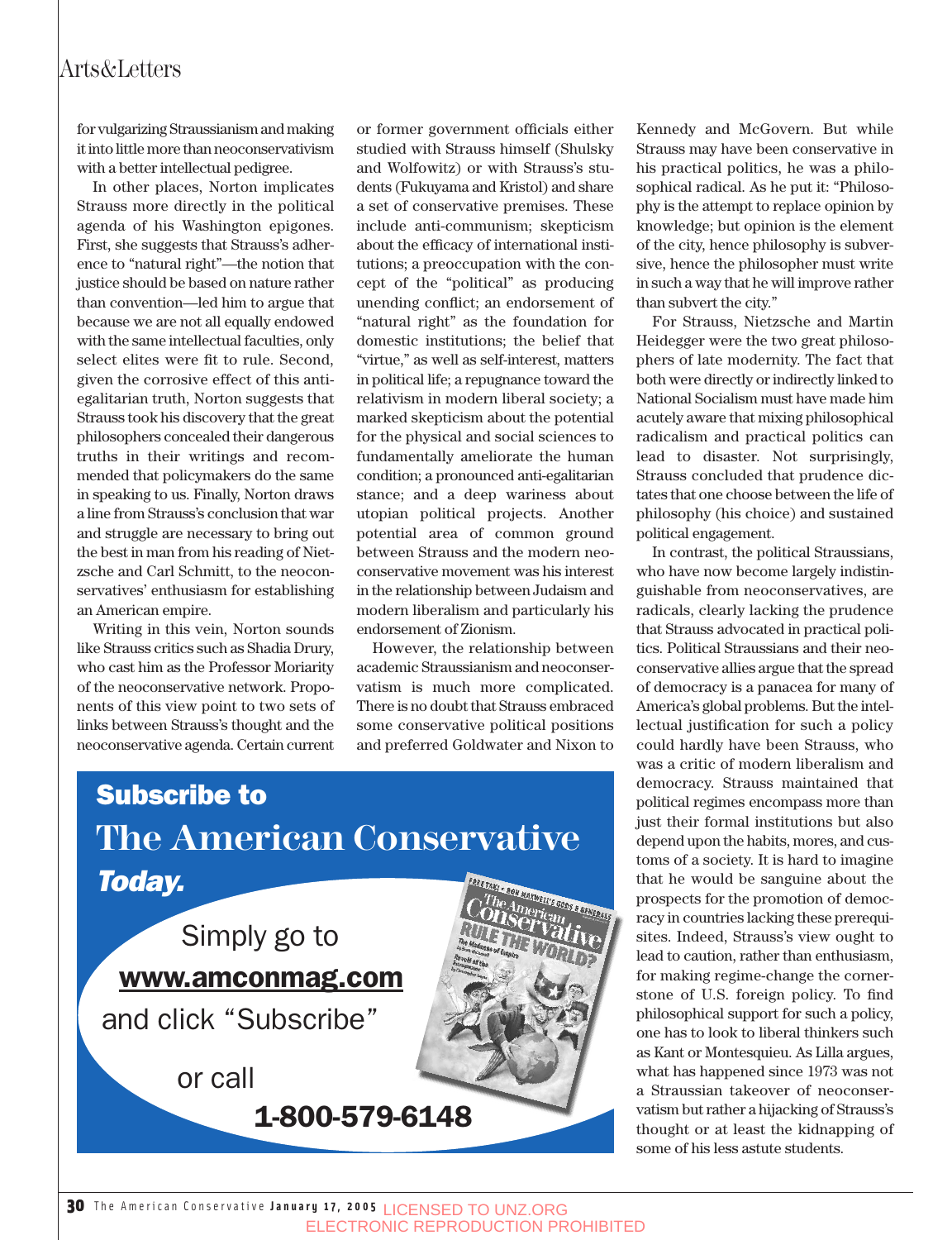for vulgarizing Straussianism and making it into little more than neoconservativism with a better intellectual pedigree.

In other places, Norton implicates Strauss more directly in the political agenda of his Washington epigones. First, she suggests that Strauss's adherence to "natural right"—the notion that justice should be based on nature rather than convention—led him to argue that because we are not all equally endowed with the same intellectual faculties, only select elites were fit to rule. Second, given the corrosive effect of this anti-egalitarian truth, Norton suggests that Strauss took his discovery that the great philosophers concealed their dangerous truths in their writings and recommended that policymakers do the same in speaking to us. Finally, Norton draws a line from Strauss's conclusion that war and struggle are necessary to bring out the best in man from his reading of Nietzsche and Carl Schmitt, to the neoconservatives' enthusiasm for establishing an American empire.

Writing in this vein, Norton sounds like Strauss critics such as Shadia Drury, who cast him as the Professor Moriarty of the neoconservative network. Proponents of this view point to two sets of links between Strauss's thought and the neoconservative agenda. Certain current or former government officials either studied with Strauss himself (Shulsky and Wolfowitz) or with Strauss's students (Fukuyama and Kristol) and share a set of conservative premises. These include anti-communism; skepticism about the efficacy of international institutions; a preoccupation with the concept of the "political" as producing unending conflict; an endorsement of "natural right" as the foundation for domestic institutions; the belief that "virtue," as well as self-interest, matters in political life; a repugnance toward the relativism in modern liberal society; a marked skepticism about the potential for the physical and social sciences to fundamentally ameliorate the human condition; a pronounced anti-egalitarian stance; and a deep wariness about utopian political projects. Another potential area of common ground between Strauss and the modern neoconservative movement was his interest in the relationship between Judaism and modern liberalism and particularly his endorsement of Zionism.

However, the relationship between academic Straussianism and neoconservatism is much more complicated. There is no doubt that Strauss embraced some conservative political positions and preferred Goldwater and Nixon to Kennedy and McGovern. But while Strauss may have been conservative in his practical politics, he was a philosophical radical. As he put it: "Philosophy is the attempt to replace opinion by knowledge; but opinion is the element of the city, hence philosophy is subversive, hence the philosopher must write in such a way that he will improve rather than subvert the city."

For Strauss, Nietzsche and Martin Heidegger were the two great philosophers of late modernity. The fact that both were directly or indirectly linked to National Socialism must have made him acutely aware that mixing philosophical radicalism and practical politics can lead to disaster. Not surprisingly, Strauss concluded that prudence dictates that one choose between the life of philosophy (his choice) and sustained political engagement.

In contrast, the political Straussians, who have now become largely indistinguishable from neoconservatives, are radicals, clearly lacking the prudence that Strauss advocated in practical politics. Political Straussians and their neoconservative allies argue that the spread of democracy is a panacea for many of America's global problems. But the intellectual justification for such a policy could hardly have been Strauss, who was a critic of modern liberalism and democracy. Strauss maintained that political regimes encompass more than just their formal institutions but also depend upon the habits, mores, and customs of a society. It is hard to imagine that he would be sanguine about the prospects for the promotion of democracy in countries lacking these prerequisites. Indeed, Strauss's view ought to lead to caution, rather than enthusiasm, for making regime-change the cornerstone of U.S. foreign policy. To find philosophical support for such a policy, one has to look to liberal thinkers such as Kant or Montesquieu. As Lilla argues, what has happened since 1973 was not a Straussian takeover of neoconservatism but rather a hijacking of Strauss's thought or at least the kidnapping of some of his less astute students.

**Subscribe to**
**The American Conservative**
***Today.***

Simply go to **www.amconmag.com** and click "Subscribe"

or call

**1-800-579-6148**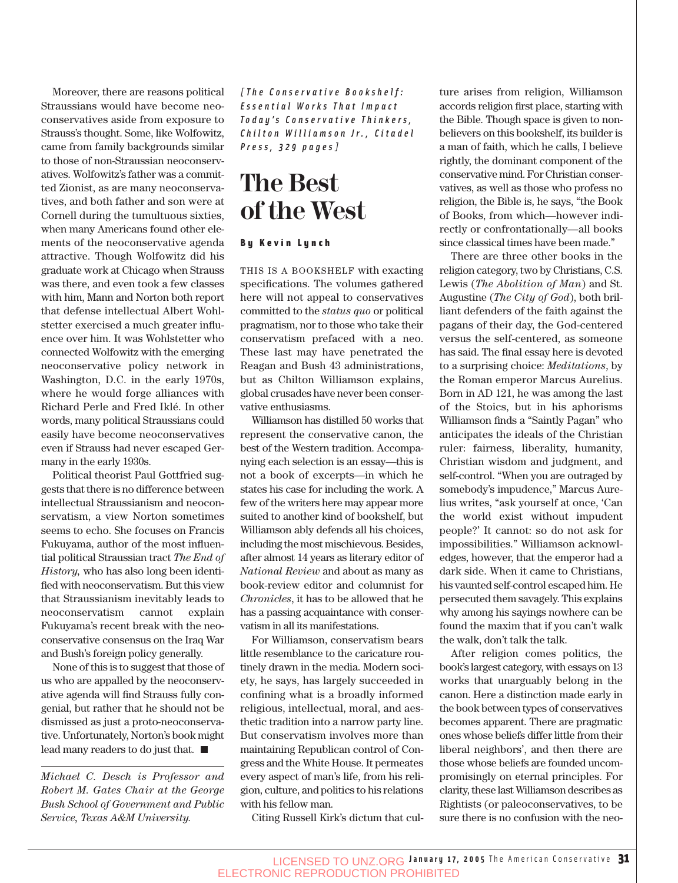Moreover, there are reasons political Straussians would have become neoconservatives aside from exposure to Strauss's thought. Some, like Wolfowitz, came from family backgrounds similar to those of non-Straussian neoconservatives. Wolfowitz's father was a committed Zionist, as are many neoconservatives, and both father and son were at Cornell during the tumultuous sixties, when many Americans found other elements of the neoconservative agenda attractive. Though Wolfowitz did his graduate work at Chicago when Strauss was there, and even took a few classes with him, Mann and Norton both report that defense intellectual Albert Wohlstetter exercised a much greater influence over him. It was Wohlstetter who connected Wolfowitz with the emerging neoconservative policy network in Washington, D.C. in the early 1970s, where he would forge alliances with Richard Perle and Fred Iklé. In other words, many political Straussians could easily have become neoconservatives even if Strauss had never escaped Germany in the early 1930s.

Political theorist Paul Gottfried suggests that there is no difference between intellectual Straussianism and neoconservatism, a view Norton sometimes seems to echo. She focuses on Francis Fukuyama, author of the most influential political Straussian tract *The End of History*, who has also long been identified with neoconservatism. But this view that Straussianism inevitably leads to neoconservatism cannot explain Fukuyama's recent break with the neoconservative consensus on the Iraq War and Bush's foreign policy generally.

None of this is to suggest that those of us who are appalled by the neoconservative agenda will find Strauss fully congenial, but rather that he should not be dismissed as just a proto-neoconservative. Unfortunately, Norton's book might lead many readers to do just that. ■

*Michael C. Desch is Professor and Robert M. Gates Chair at the George Bush School of Government and Public Service, Texas A&M University.*

*[The Conservative Bookshelf: Essential Works That Impact Today's Conservative Thinkers, Chilton Williamson Jr., Citadel Press, 329 pages]*

# The Best of the West

**By Kevin Lynch**

THIS IS A BOOKSHELF with exacting specifications. The volumes gathered here will not appeal to conservatives committed to the *status quo* or political pragmatism, nor to those who take their conservatism prefaced with a neo. These last may have penetrated the Reagan and Bush 43 administrations, but as Chilton Williamson explains, global crusades have never been conservative enthusiasms.

Williamson has distilled 50 works that represent the conservative canon, the best of the Western tradition. Accompanying each selection is an essay—this is not a book of excerpts—in which he states his case for including the work. A few of the writers here may appear more suited to another kind of bookshelf, but Williamson ably defends all his choices, including the most mischievous. Besides, after almost 14 years as literary editor of *National Review* and about as many as book-review editor and columnist for *Chronicles*, it has to be allowed that he has a passing acquaintance with conservatism in all its manifestations.

For Williamson, conservatism bears little resemblance to the caricature routinely drawn in the media. Modern society, he says, has largely succeeded in confining what is a broadly informed religious, intellectual, moral, and aesthetic tradition into a narrow party line. But conservatism involves more than maintaining Republican control of Congress and the White House. It permeates every aspect of man's life, from his religion, culture, and politics to his relations with his fellow man.

Citing Russell Kirk's dictum that culture arises from religion, Williamson accords religion first place, starting with the Bible. Though space is given to nonbelievers on this bookshelf, its builder is a man of faith, which he calls, I believe rightly, the dominant component of the conservative mind. For Christian conservatives, as well as those who profess no religion, the Bible is, he says, "the Book of Books, from which—however indirectly or confrontationally—all books since classical times have been made."

There are three other books in the religion category, two by Christians, C.S. Lewis (*The Abolition of Man*) and St. Augustine (*The City of God*), both brilliant defenders of the faith against the pagans of their day, the God-centered versus the self-centered, as someone has said. The final essay here is devoted to a surprising choice: *Meditations*, by the Roman emperor Marcus Aurelius. Born in AD 121, he was among the last of the Stoics, but in his aphorisms Williamson finds a "Saintly Pagan" who anticipates the ideals of the Christian ruler: fairness, liberality, humanity, Christian wisdom and judgment, and self-control. "When you are outraged by somebody's impudence," Marcus Aurelius writes, "ask yourself at once, 'Can the world exist without impudent people?' It cannot: so do not ask for impossibilities." Williamson acknowledges, however, that the emperor had a dark side. When it came to Christians, his vaunted self-control escaped him. He persecuted them savagely. This explains why among his sayings nowhere can be found the maxim that if you can't walk the walk, don't talk the talk.

After religion comes politics, the book's largest category, with essays on 13 works that unarguably belong in the canon. Here a distinction made early in the book between types of conservatives becomes apparent. There are pragmatic ones whose beliefs differ little from their liberal neighbors', and then there are those whose beliefs are founded uncompromisingly on eternal principles. For clarity, these last Williamson describes as Rightists (or paleoconservatives, to be sure there is no confusion with the neo-